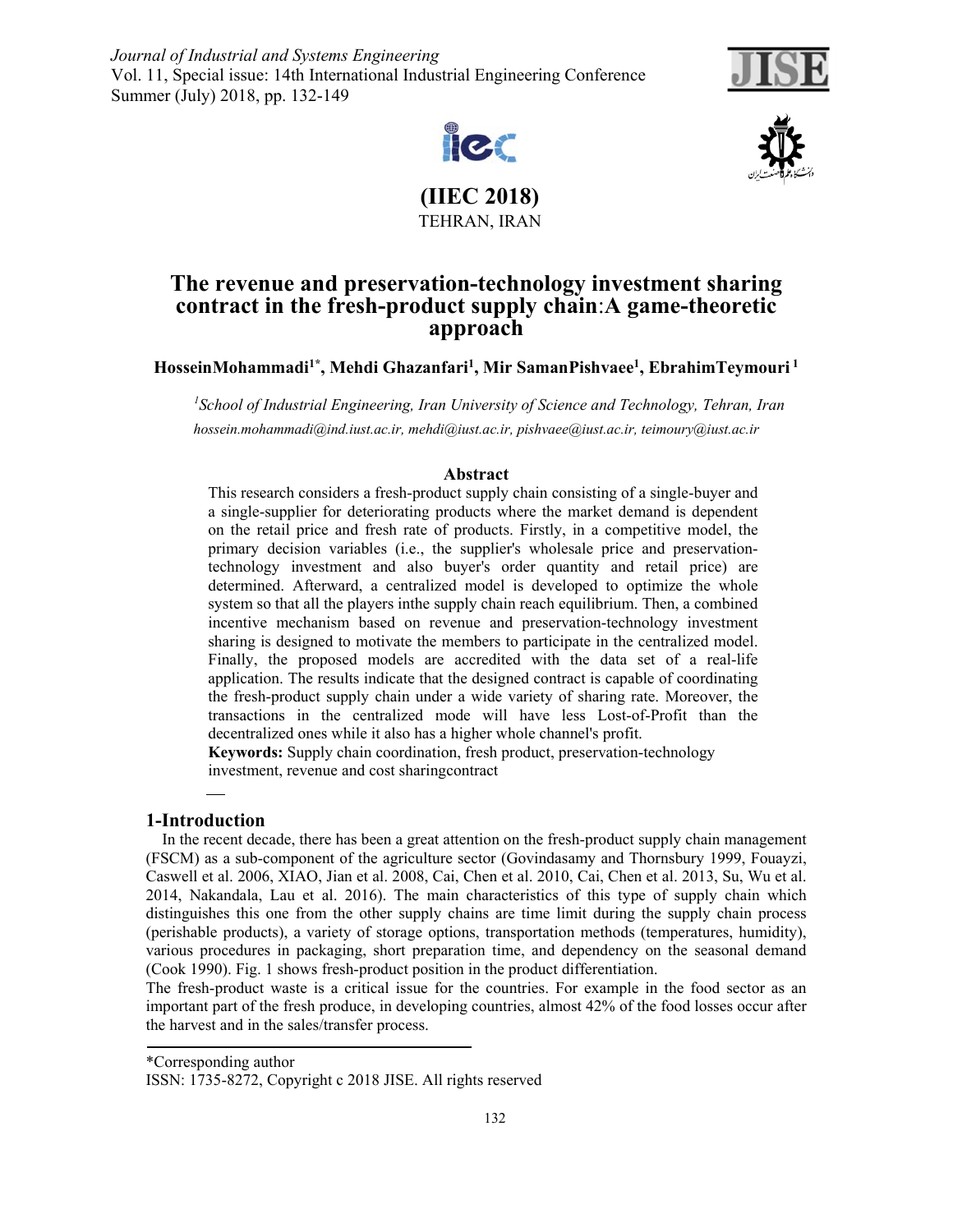# The revenue and preservation-technology investment sharing contract in the fresh-product supply chain:A game-theoretic approach

**HosseinMohammadi[1*], Mehdi Ghazanfari[1], Mir SamanPishvaee[1], EbrahimTeymouri[1]**

*[1]School of Industrial Engineering, Iran University of Science and Technology, Tehran, Iran*

*hossein.mohammadi@ind.iust.ac.ir, mehdi@iust.ac.ir, pishvaee@iust.ac.ir, teimoury@iust.ac.ir*

### Abstract

This research considers a fresh-product supply chain consisting of a single-buyer and a single-supplier for deteriorating products where the market demand is dependent on the retail price and fresh rate of products. Firstly, in a competitive model, the primary decision variables (i.e., the supplier's wholesale price and preservation-technology investment and also buyer's order quantity and retail price) are determined. Afterward, a centralized model is developed to optimize the whole system so that all the players inthe supply chain reach equilibrium. Then, a combined incentive mechanism based on revenue and preservation-technology investment sharing is designed to motivate the members to participate in the centralized model. Finally, the proposed models are accredited with the data set of a real-life application. The results indicate that the designed contract is capable of coordinating the fresh-product supply chain under a wide variety of sharing rate. Moreover, the transactions in the centralized mode will have less Lost-of-Profit than the decentralized ones while it also has a higher whole channel's profit.

**Keywords:** Supply chain coordination, fresh product, preservation-technology investment, revenue and cost sharingcontract

## 1-Introduction

In the recent decade, there has been a great attention on the fresh-product supply chain management (FSCM) as a sub-component of the agriculture sector (Govindasamy and Thornsbury 1999, Fouayzi, Caswell et al. 2006, XIAO, Jian et al. 2008, Cai, Chen et al. 2010, Cai, Chen et al. 2013, Su, Wu et al. 2014, Nakandala, Lau et al. 2016). The main characteristics of this type of supply chain which distinguishes this one from the other supply chains are time limit during the supply chain process (perishable products), a variety of storage options, transportation methods (temperatures, humidity), various procedures in packaging, short preparation time, and dependency on the seasonal demand (Cook 1990). Fig. 1 shows fresh-product position in the product differentiation.

The fresh-product waste is a critical issue for the countries. For example in the food sector as an important part of the fresh produce, in developing countries, almost 42% of the food losses occur after the harvest and in the sales/transfer process.

*Corresponding author

ISSN: 1735-8272, Copyright c 2018 JISE. All rights reserved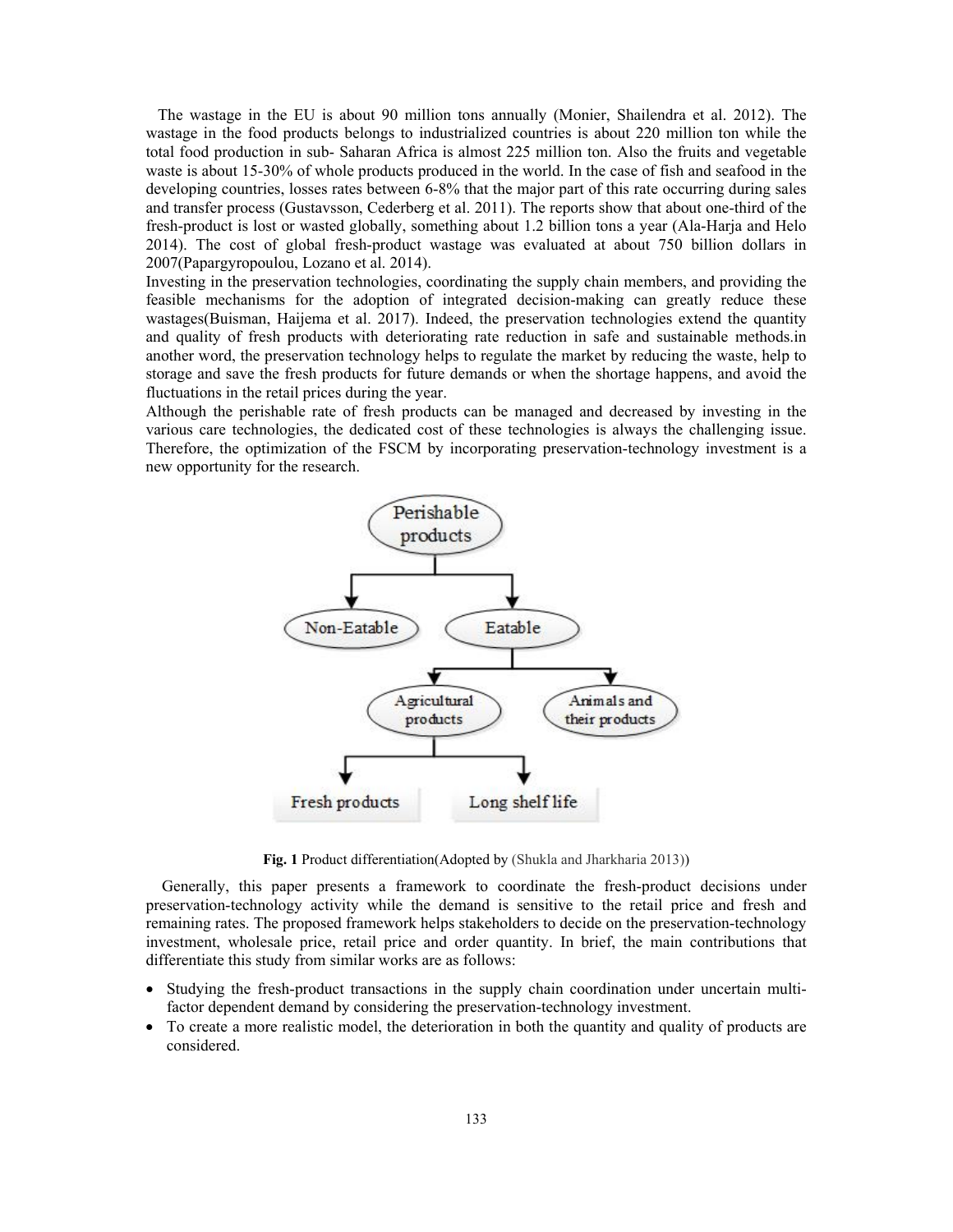The wastage in the EU is about 90 million tons annually (Monier, Shailendra et al. 2012). The wastage in the food products belongs to industrialized countries is about 220 million ton while the total food production in sub- Saharan Africa is almost 225 million ton. Also the fruits and vegetable waste is about 15-30% of whole products produced in the world. In the case of fish and seafood in the developing countries, losses rates between 6-8% that the major part of this rate occurring during sales and transfer process (Gustavsson, Cederberg et al. 2011). The reports show that about one-third of the fresh-product is lost or wasted globally, something about 1.2 billion tons a year (Ala-Harja and Helo 2014). The cost of global fresh-product wastage was evaluated at about 750 billion dollars in 2007(Papargyropoulou, Lozano et al. 2014).

Investing in the preservation technologies, coordinating the supply chain members, and providing the feasible mechanisms for the adoption of integrated decision-making can greatly reduce these wastages(Buisman, Haijema et al. 2017). Indeed, the preservation technologies extend the quantity and quality of fresh products with deteriorating rate reduction in safe and sustainable methods.in another word, the preservation technology helps to regulate the market by reducing the waste, help to storage and save the fresh products for future demands or when the shortage happens, and avoid the fluctuations in the retail prices during the year.

Although the perishable rate of fresh products can be managed and decreased by investing in the various care technologies, the dedicated cost of these technologies is always the challenging issue. Therefore, the optimization of the FSCM by incorporating preservation-technology investment is a new opportunity for the research.

**Fig. 1** Product differentiation(Adopted by (Shukla and Jharkharia 2013))

Generally, this paper presents a framework to coordinate the fresh-product decisions under preservation-technology activity while the demand is sensitive to the retail price and fresh and remaining rates. The proposed framework helps stakeholders to decide on the preservation-technology investment, wholesale price, retail price and order quantity. In brief, the main contributions that differentiate this study from similar works are as follows:

- Studying the fresh-product transactions in the supply chain coordination under uncertain multi-factor dependent demand by considering the preservation-technology investment.
- To create a more realistic model, the deterioration in both the quantity and quality of products are considered.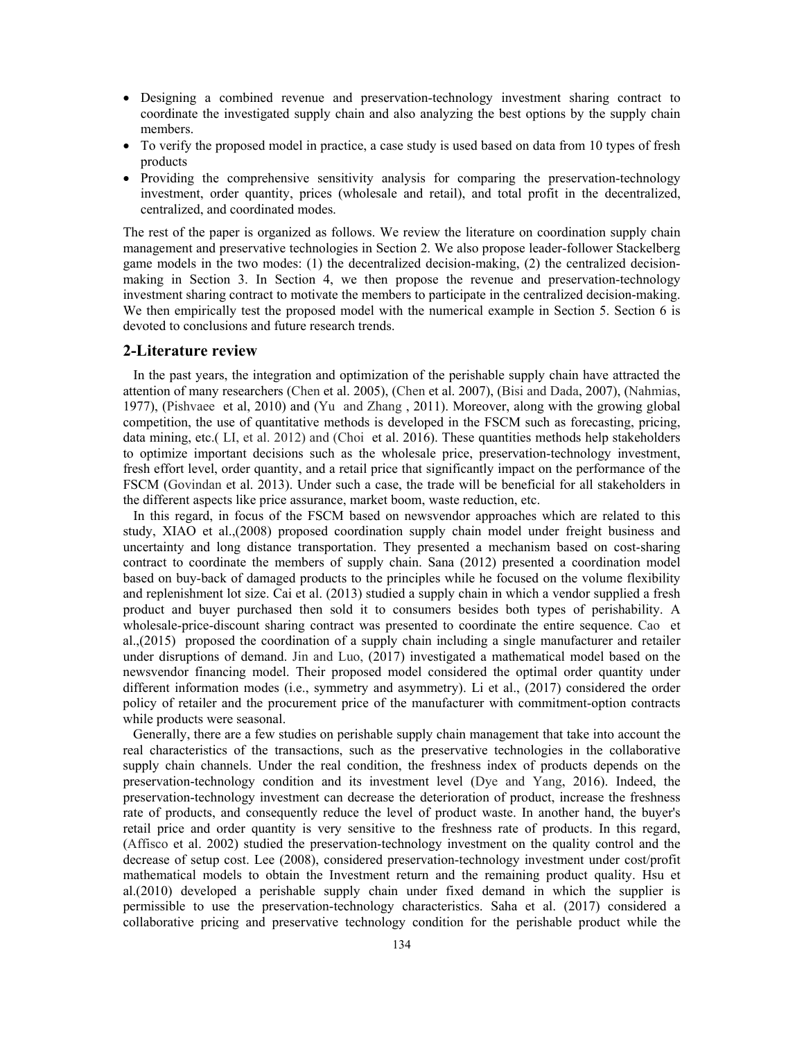- Designing a combined revenue and preservation-technology investment sharing contract to coordinate the investigated supply chain and also analyzing the best options by the supply chain members.
- To verify the proposed model in practice, a case study is used based on data from 10 types of fresh products
- Providing the comprehensive sensitivity analysis for comparing the preservation-technology investment, order quantity, prices (wholesale and retail), and total profit in the decentralized, centralized, and coordinated modes.

The rest of the paper is organized as follows. We review the literature on coordination supply chain management and preservative technologies in Section 2. We also propose leader-follower Stackelberg game models in the two modes: (1) the decentralized decision-making, (2) the centralized decision-making in Section 3. In Section 4, we then propose the revenue and preservation-technology investment sharing contract to motivate the members to participate in the centralized decision-making. We then empirically test the proposed model with the numerical example in Section 5. Section 6 is devoted to conclusions and future research trends.

## 2-Literature review

In the past years, the integration and optimization of the perishable supply chain have attracted the attention of many researchers (Chen et al. 2005), (Chen et al. 2007), (Bisi and Dada, 2007), (Nahmias, 1977), (Pishvaee et al, 2010) and (Yu and Zhang , 2011). Moreover, along with the growing global competition, the use of quantitative methods is developed in the FSCM such as forecasting, pricing, data mining, etc.( LI, et al. 2012) and (Choi et al. 2016). These quantities methods help stakeholders to optimize important decisions such as the wholesale price, preservation-technology investment, fresh effort level, order quantity, and a retail price that significantly impact on the performance of the FSCM (Govindan et al. 2013). Under such a case, the trade will be beneficial for all stakeholders in the different aspects like price assurance, market boom, waste reduction, etc.

In this regard, in focus of the FSCM based on newsvendor approaches which are related to this study, XIAO et al.,(2008) proposed coordination supply chain model under freight business and uncertainty and long distance transportation. They presented a mechanism based on cost-sharing contract to coordinate the members of supply chain. Sana (2012) presented a coordination model based on buy-back of damaged products to the principles while he focused on the volume flexibility and replenishment lot size. Cai et al. (2013) studied a supply chain in which a vendor supplied a fresh product and buyer purchased then sold it to consumers besides both types of perishability. A wholesale-price-discount sharing contract was presented to coordinate the entire sequence. Cao et al.,(2015) proposed the coordination of a supply chain including a single manufacturer and retailer under disruptions of demand. Jin and Luo, (2017) investigated a mathematical model based on the newsvendor financing model. Their proposed model considered the optimal order quantity under different information modes (i.e., symmetry and asymmetry). Li et al., (2017) considered the order policy of retailer and the procurement price of the manufacturer with commitment-option contracts while products were seasonal.

Generally, there are a few studies on perishable supply chain management that take into account the real characteristics of the transactions, such as the preservative technologies in the collaborative supply chain channels. Under the real condition, the freshness index of products depends on the preservation-technology condition and its investment level (Dye and Yang, 2016). Indeed, the preservation-technology investment can decrease the deterioration of product, increase the freshness rate of products, and consequently reduce the level of product waste. In another hand, the buyer's retail price and order quantity is very sensitive to the freshness rate of products. In this regard, (Affisco et al. 2002) studied the preservation-technology investment on the quality control and the decrease of setup cost. Lee (2008), considered preservation-technology investment under cost/profit mathematical models to obtain the Investment return and the remaining product quality. Hsu et al.(2010) developed a perishable supply chain under fixed demand in which the supplier is permissible to use the preservation-technology characteristics. Saha et al. (2017) considered a collaborative pricing and preservative technology condition for the perishable product while the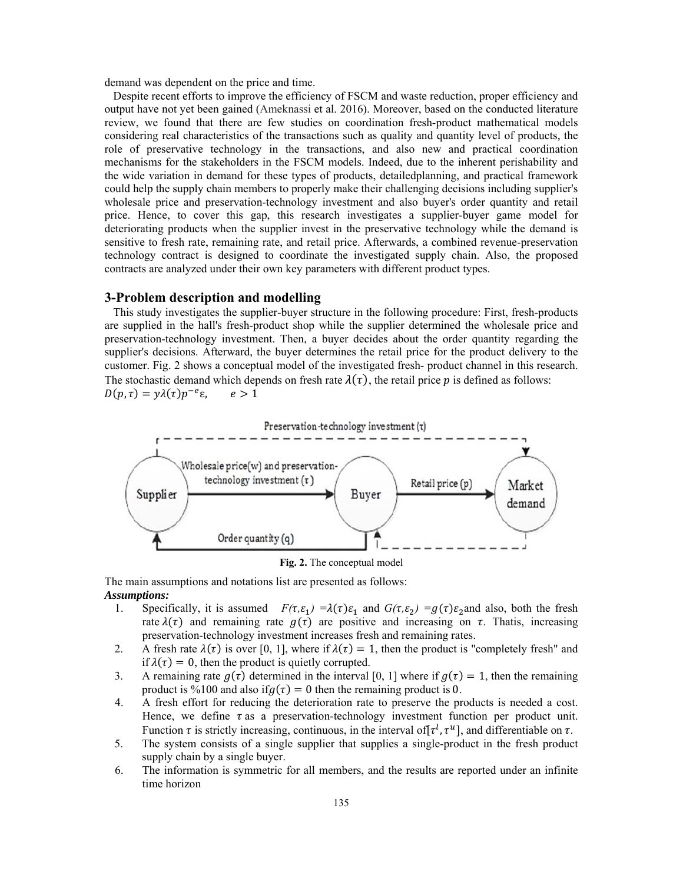demand was dependent on the price and time.

Despite recent efforts to improve the efficiency of FSCM and waste reduction, proper efficiency and output have not yet been gained (Ameknassi et al. 2016). Moreover, based on the conducted literature review, we found that there are few studies on coordination fresh-product mathematical models considering real characteristics of the transactions such as quality and quantity level of products, the role of preservative technology in the transactions, and also new and practical coordination mechanisms for the stakeholders in the FSCM models. Indeed, due to the inherent perishability and the wide variation in demand for these types of products, detailedplanning, and practical framework could help the supply chain members to properly make their challenging decisions including supplier's wholesale price and preservation-technology investment and also buyer's order quantity and retail price. Hence, to cover this gap, this research investigates a supplier-buyer game model for deteriorating products when the supplier invest in the preservative technology while the demand is sensitive to fresh rate, remaining rate, and retail price. Afterwards, a combined revenue-preservation technology contract is designed to coordinate the investigated supply chain. Also, the proposed contracts are analyzed under their own key parameters with different product types.

## 3-Problem description and modelling

This study investigates the supplier-buyer structure in the following procedure: First, fresh-products are supplied in the hall's fresh-product shop while the supplier determined the wholesale price and preservation-technology investment. Then, a buyer decides about the order quantity regarding the supplier's decisions. Afterward, the buyer determines the retail price for the product delivery to the customer. Fig. 2 shows a conceptual model of the investigated fresh- product channel in this research. The stochastic demand which depends on fresh rate $\lambda(\tau)$, the retail price $p$ is defined as follows:

$D(p,\tau) = y\lambda(\tau)p^{-e}\varepsilon, \qquad e > 1$

**Fig. 2.** The conceptual model

The main assumptions and notations list are presented as follows:

***Assumptions:***

1. Specifically, it is assumed $F(\tau,\varepsilon_1) = \lambda(\tau)\varepsilon_1$ and $G(\tau,\varepsilon_2) = g(\tau)\varepsilon_2$ and also, both the fresh rate $\lambda(\tau)$ and remaining rate $g(\tau)$ are positive and increasing on $\tau$. Thatis, increasing preservation-technology investment increases fresh and remaining rates.
2. A fresh rate $\lambda(\tau)$ is over [0, 1], where if $\lambda(\tau) = 1$, then the product is "completely fresh" and if $\lambda(\tau) = 0$, then the product is quietly corrupted.
3. A remaining rate $g(\tau)$ determined in the interval [0, 1] where if $g(\tau) = 1$, then the remaining product is %100 and also if $g(\tau) = 0$ then the remaining product is 0.
4. A fresh effort for reducing the deterioration rate to preserve the products is needed a cost. Hence, we define $\tau$ as a preservation-technology investment function per product unit. Function $\tau$ is strictly increasing, continuous, in the interval of $[\tau^l, \tau^u]$, and differentiable on $\tau$.
5. The system consists of a single supplier that supplies a single-product in the fresh product supply chain by a single buyer.
6. The information is symmetric for all members, and the results are reported under an infinite time horizon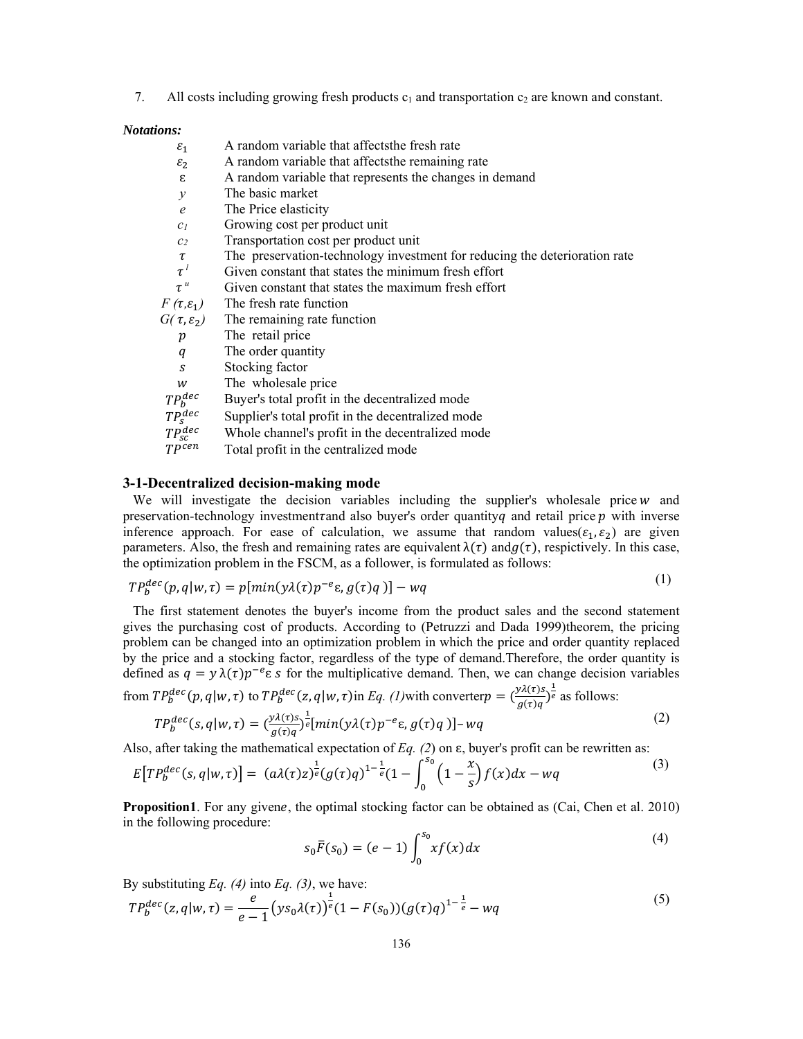7. All costs including growing fresh products $c_1$ and transportation $c_2$ are known and constant.

***Notations:***

| | |
|---|---|
| $\varepsilon_1$ | A random variable that affectsthe fresh rate |
| $\varepsilon_2$ | A random variable that affectsthe remaining rate |
| $\varepsilon$ | A random variable that represents the changes in demand |
| $y$ | The basic market |
| $e$ | The Price elasticity |
| $c_1$ | Growing cost per product unit |
| $c_2$ | Transportation cost per product unit |
| $\tau$ | The preservation-technology investment for reducing the deterioration rate |
| $\tau^l$ | Given constant that states the minimum fresh effort |
| $\tau^u$ | Given constant that states the maximum fresh effort |
| $F(\tau,\varepsilon_1)$ | The fresh rate function |
| $G(\tau,\varepsilon_2)$ | The remaining rate function |
| $p$ | The retail price |
| $q$ | The order quantity |
| $s$ | Stocking factor |
| $w$ | The wholesale price |
| $TP_b^{dec}$ | Buyer's total profit in the decentralized mode |
| $TP_s^{dec}$ | Supplier's total profit in the decentralized mode |
| $TP_{sc}^{dec}$ | Whole channel's profit in the decentralized mode |
| $TP^{cen}$ | Total profit in the centralized mode |

## 3-1-Decentralized decision-making mode

We will investigate the decision variables including the supplier's wholesale price $w$ and preservation-technology investment$\tau$and also buyer's order quantity$q$ and retail price $p$ with inverse inference approach. For ease of calculation, we assume that random values$(\varepsilon_1, \varepsilon_2)$ are given parameters. Also, the fresh and remaining rates are equivalent $\lambda(\tau)$ and$g(\tau)$, respictively. In this case, the optimization problem in the FSCM, as a follower, is formulated as follows:

$$TP_b^{dec}(p, q|w, \tau) = p[min(y\lambda(\tau)p^{-e}\varepsilon, g(\tau)q)] - wq \tag{1}$$

The first statement denotes the buyer's income from the product sales and the second statement gives the purchasing cost of products. According to (Petruzzi and Dada 1999)theorem, the pricing problem can be changed into an optimization problem in which the price and order quantity replaced by the price and a stocking factor, regardless of the type of demand.Therefore, the order quantity is defined as $q = y\,\lambda(\tau)p^{-e}\varepsilon\, s$ for the multiplicative demand. Then, we can change decision variables from $TP_b^{dec}(p, q|w, \tau)$ to $TP_b^{dec}(z, q|w, \tau)$in *Eq. (1)*with converter$p = (\frac{y\lambda(\tau)s}{g(\tau)q})^{\frac{1}{e}}$ as follows:

$$TP_b^{dec}(s, q|w, \tau) = (\frac{y\lambda(\tau)s}{g(\tau)q})^{\frac{1}{e}}[min(y\lambda(\tau)p^{-e}\varepsilon, g(\tau)q)] - wq \tag{2}$$

Also, after taking the mathematical expectation of *Eq. (2)* on $\varepsilon$, buyer's profit can be rewritten as:

$$E[TP_b^{dec}(s, q|w, \tau)] = (a\lambda(\tau)z)^{\frac{1}{e}}(g(\tau)q)^{1-\frac{1}{e}}(1 - \int_0^{s_0}\left(1 - \frac{x}{s}\right)f(x)dx - wq \tag{3}$$

**Proposition1**. For any given$e$, the optimal stocking factor can be obtained as (Cai, Chen et al. 2010) in the following procedure:

$$s_0\bar{F}(s_0) = (e-1)\int_0^{s_0} xf(x)dx \tag{4}$$

By substituting *Eq. (4)* into *Eq. (3)*, we have:

$$TP_b^{dec}(z, q|w, \tau) = \frac{e}{e-1}\left(ys_0\lambda(\tau)\right)^{\frac{1}{e}}(1 - F(s_0))(g(\tau)q)^{1-\frac{1}{e}} - wq \tag{5}$$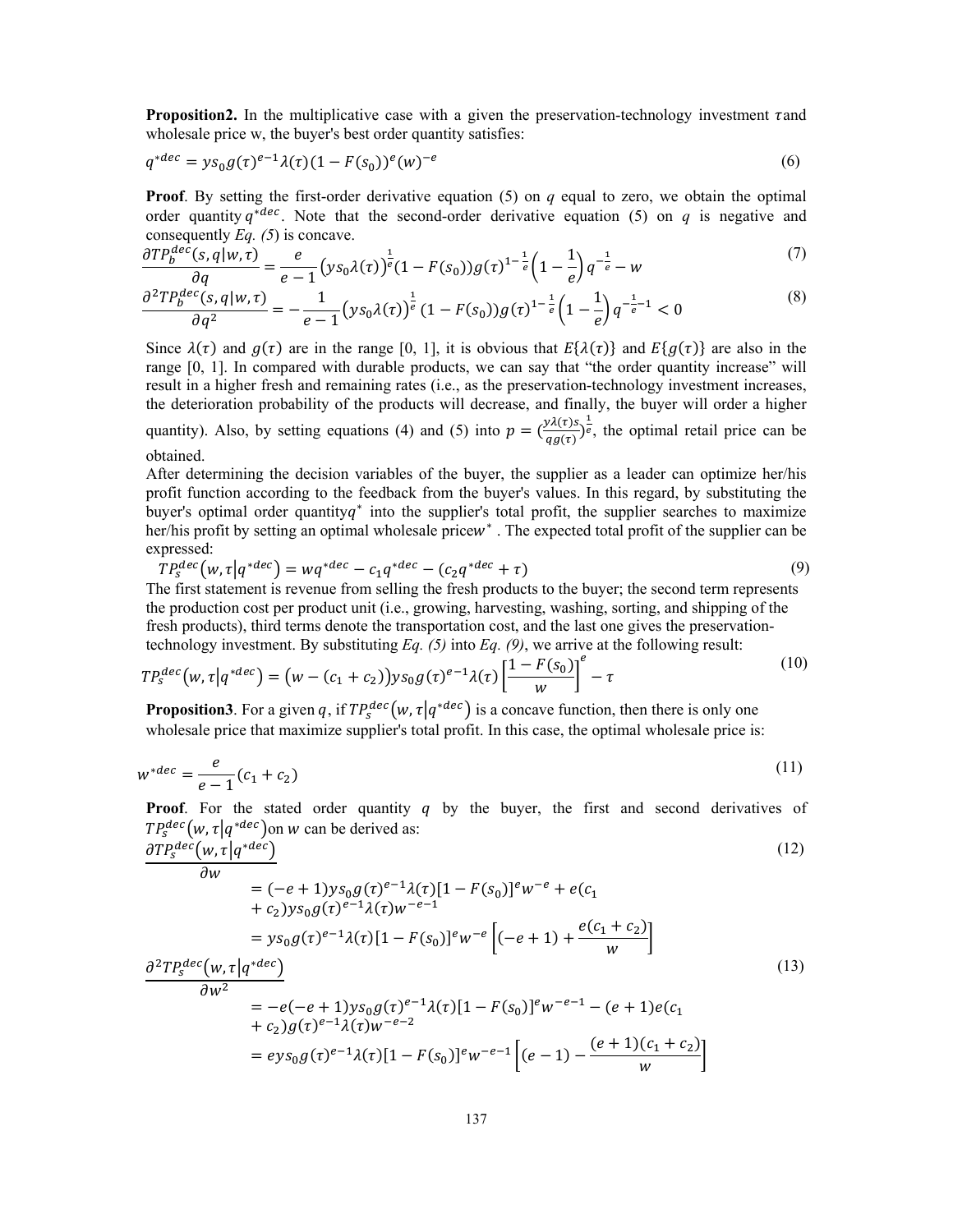**Proposition2.** In the multiplicative case with a given the preservation-technology investment $\tau$and wholesale price w, the buyer's best order quantity satisfies:

$$q^{*dec} = ys_0 g(\tau)^{e-1}\lambda(\tau)(1-F(s_0))^e(w)^{-e} \tag{6}$$

**Proof**. By setting the first-order derivative equation (5) on $q$ equal to zero, we obtain the optimal order quantity $q^{*dec}$. Note that the second-order derivative equation (5) on $q$ is negative and consequently *Eq. (5*) is concave.

$$\frac{\partial TP_b^{dec}(s,q|w,\tau)}{\partial q} = \frac{e}{e-1}\left(ys_0\lambda(\tau)\right)^{\frac{1}{e}}(1-F(s_0))g(\tau)^{1-\frac{1}{e}}\left(1-\frac{1}{e}\right)q^{-\frac{1}{e}} - w \tag{7}$$

$$\frac{\partial^2 TP_b^{dec}(s,q|w,\tau)}{\partial q^2} = -\frac{1}{e-1}\left(ys_0\lambda(\tau)\right)^{\frac{1}{e}}(1-F(s_0))g(\tau)^{1-\frac{1}{e}}\left(1-\frac{1}{e}\right)q^{-\frac{1}{e}-1} < 0 \tag{8}$$

Since $\lambda(\tau)$ and $g(\tau)$ are in the range [0, 1], it is obvious that $E\{\lambda(\tau)\}$ and $E\{g(\tau)\}$ are also in the range [0, 1]. In compared with durable products, we can say that "the order quantity increase" will result in a higher fresh and remaining rates (i.e., as the preservation-technology investment increases, the deterioration probability of the products will decrease, and finally, the buyer will order a higher quantity). Also, by setting equations (4) and (5) into $p = \left(\frac{y\lambda(\tau)s}{qg(\tau)}\right)^{\frac{1}{e}}$, the optimal retail price can be obtained.

After determining the decision variables of the buyer, the supplier as a leader can optimize her/his profit function according to the feedback from the buyer's values. In this regard, by substituting the buyer's optimal order quantity$q^*$ into the supplier's total profit, the supplier searches to maximize her/his profit by setting an optimal wholesale price$w^*$ . The expected total profit of the supplier can be expressed:

$$TP_s^{dec}\left(w,\tau\middle|q^{*dec}\right) = wq^{*dec} - c_1q^{*dec} - (c_2q^{*dec} + \tau) \tag{9}$$

The first statement is revenue from selling the fresh products to the buyer; the second term represents the production cost per product unit (i.e., growing, harvesting, washing, sorting, and shipping of the fresh products), third terms denote the transportation cost, and the last one gives the preservation-technology investment. By substituting *Eq. (5)* into *Eq. (9)*, we arrive at the following result:

$$TP_s^{dec}\left(w,\tau\middle|q^{*dec}\right) = \left(w-(c_1+c_2)\right)ys_0 g(\tau)^{e-1}\lambda(\tau)\left[\frac{1-F(s_0)}{w}\right]^e - \tau \tag{10}$$

**Proposition3**. For a given $q$, if $TP_s^{dec}\left(w,\tau\middle|q^{*dec}\right)$ is a concave function, then there is only one wholesale price that maximize supplier's total profit. In this case, the optimal wholesale price is:

$$w^{*dec} = \frac{e}{e-1}(c_1+c_2) \tag{11}$$

**Proof**. For the stated order quantity $q$ by the buyer, the first and second derivatives of $TP_s^{dec}\left(w,\tau\middle|q^{*dec}\right)$on $w$ can be derived as:

$$\begin{aligned}\frac{\partial TP_s^{dec}\left(w,\tau\middle|q^{*dec}\right)}{\partial w} &= (-e+1)ys_0g(\tau)^{e-1}\lambda(\tau)[1-F(s_0)]^e w^{-e} + e(c_1 + c_2)ys_0g(\tau)^{e-1}\lambda(\tau)w^{-e-1} \\ &= ys_0g(\tau)^{e-1}\lambda(\tau)[1-F(s_0)]^e w^{-e}\left[(-e+1)+\frac{e(c_1+c_2)}{w}\right]\end{aligned} \tag{12}$$

$$\begin{aligned}\frac{\partial^2 TP_s^{dec}\left(w,\tau\middle|q^{*dec}\right)}{\partial w^2} &= -e(-e+1)ys_0g(\tau)^{e-1}\lambda(\tau)[1-F(s_0)]^e w^{-e-1} - (e+1)e(c_1 + c_2)g(\tau)^{e-1}\lambda(\tau)w^{-e-2} \\ &= eys_0g(\tau)^{e-1}\lambda(\tau)[1-F(s_0)]^e w^{-e-1}\left[(e-1)-\frac{(e+1)(c_1+c_2)}{w}\right]\end{aligned} \tag{13}$$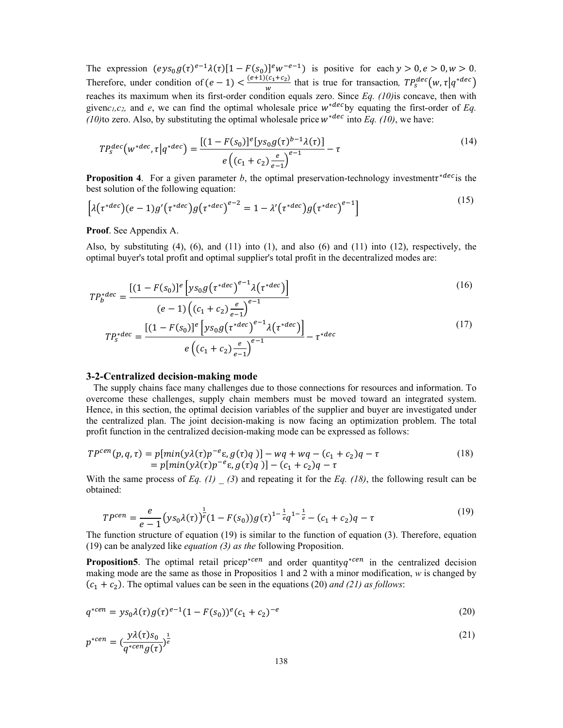The expression $(eys_0 g(\tau)^{e-1}\lambda(\tau)[1-F(s_0)]^e w^{-e-1})$ is positive for each $y>0, e>0, w>0$. Therefore, under condition of $(e-1)<\frac{(e+1)(c_1+c_2)}{w}$ that is true for transaction, $TP_s^{dec}(w,\tau|q^{*dec})$ reaches its maximum when its first-order condition equals zero. Since *Eq. (10)* is concave, then with given $c_1, c_2$, and $e$, we can find the optimal wholesale price $w^{*dec}$ by equating the first-order of *Eq. (10)* to zero. Also, by substituting the optimal wholesale price $w^{*dec}$ into *Eq. (10)*, we have:

$$TP_s^{dec}(w^{*dec},\tau|q^{*dec}) = \frac{[(1-F(s_0))]^e[ys_0 g(\tau)^{b-1}\lambda(\tau)]}{e\left((c_1+c_2)\frac{e}{e-1}\right)^{e-1}} - \tau \tag{14}$$

**Proposition 4**. For a given parameter *b*, the optimal preservation-technology investment $\tau^{*dec}$ is the best solution of the following equation:

$$\left[\lambda(\tau^{*dec})(e-1)g'(\tau^{*dec})g(\tau^{*dec})^{e-2} = 1-\lambda'(\tau^{*dec})g(\tau^{*dec})^{e-1}\right] \tag{15}$$

**Proof**. See Appendix A.

Also, by substituting (4), (6), and (11) into (1), and also (6) and (11) into (12), respectively, the optimal buyer's total profit and optimal supplier's total profit in the decentralized modes are:

$$TP_b^{*dec} = \frac{[(1-F(s_0))]^e\left[ys_0 g(\tau^{*dec})^{e-1}\lambda(\tau^{*dec})\right]}{(e-1)\left((c_1+c_2)\frac{e}{e-1}\right)^{e-1}} \tag{16}$$

$$TP_s^{*dec} = \frac{[(1-F(s_0))]^e\left[ys_0 g(\tau^{*dec})^{e-1}\lambda(\tau^{*dec})\right]}{e\left((c_1+c_2)\frac{e}{e-1}\right)^{e-1}} - \tau^{*dec} \tag{17}$$

### 3-2-Centralized decision-making mode

The supply chains face many challenges due to those connections for resources and information. To overcome these challenges, supply chain members must be moved toward an integrated system. Hence, in this section, the optimal decision variables of the supplier and buyer are investigated under the centralized plan. The joint decision-making is now facing an optimization problem. The total profit function in the centralized decision-making mode can be expressed as follows:

$$\begin{aligned} TP^{cen}(p,q,\tau) &= p[min(y\lambda(\tau)p^{-e}\varepsilon, g(\tau)q)] - wq + wq - (c_1+c_2)q - \tau \\ &= p[min(y\lambda(\tau)p^{-e}\varepsilon, g(\tau)q)] - (c_1+c_2)q - \tau \end{aligned} \tag{18}$$

With the same process of *Eq. (1)* _ *(3)* and repeating it for the *Eq. (18)*, the following result can be obtained:

$$TP^{cen} = \frac{e}{e-1}\left(ys_0\lambda(\tau)\right)^{\frac{1}{e}}(1-F(s_0))g(\tau)^{1-\frac{1}{e}}q^{1-\frac{1}{e}} - (c_1+c_2)q - \tau \tag{19}$$

The function structure of equation (19) is similar to the function of equation (3). Therefore, equation (19) can be analyzed like *equation (3) as the* following Proposition.

**Proposition5**. The optimal retail price $p^{*cen}$ and order quantity $q^{*cen}$ in the centralized decision making mode are the same as those in Propositios 1 and 2 with a minor modification, *w* is changed by $(c_1+c_2)$. The optimal values can be seen in the equations (20) *and (21) as follows*:

$$q^{*cen} = ys_0\lambda(\tau)g(\tau)^{e-1}(1-F(s_0))^e(c_1+c_2)^{-e} \tag{20}$$

$$p^{*cen} = \left(\frac{y\lambda(\tau)s_0}{q^{*cen}g(\tau)}\right)^{\frac{1}{e}} \tag{21}$$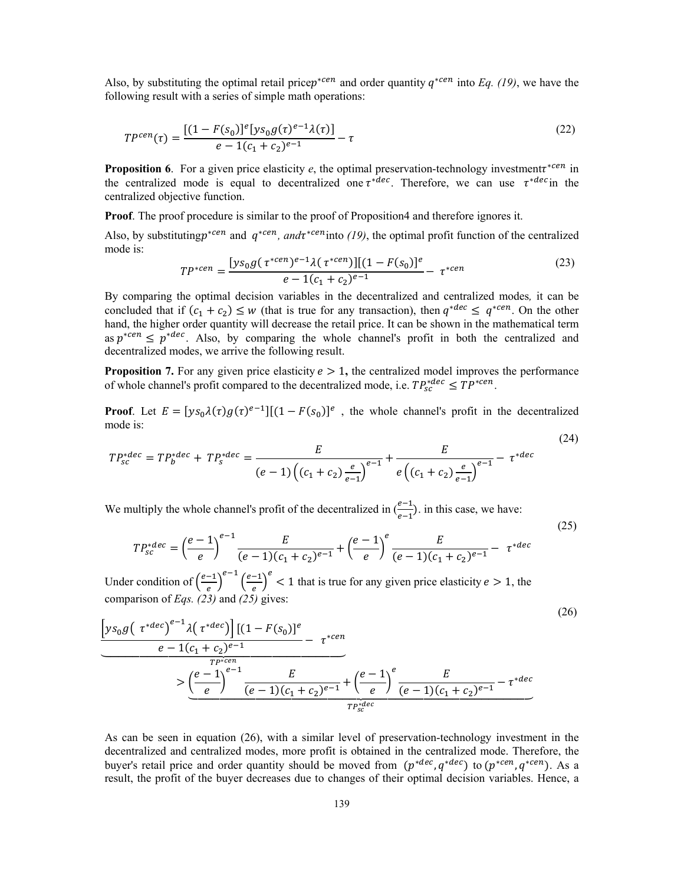Also, by substituting the optimal retail price $p^{*cen}$ and order quantity $q^{*cen}$ into *Eq. (19)*, we have the following result with a series of simple math operations:

$$TP^{cen}(\tau) = \frac{[(1-F(s_0)]^e[ys_0 g(\tau)^{e-1}\lambda(\tau)]}{e-1(c_1+c_2)^{e-1}} - \tau \tag{22}$$

**Proposition 6**. For a given price elasticity *e*, the optimal preservation-technology investment $\tau^{*cen}$ in the centralized mode is equal to decentralized one $\tau^{*dec}$. Therefore, we can use $\tau^{*dec}$ in the centralized objective function.

**Proof**. The proof procedure is similar to the proof of Proposition4 and therefore ignores it.

Also, by substituting $p^{*cen}$ and $q^{*cen}$, *and* $\tau^{*cen}$ into *(19)*, the optimal profit function of the centralized mode is:

$$TP^{*cen} = \frac{[ys_0 g(\tau^{*cen})^{e-1}\lambda(\tau^{*cen})][(1-F(s_0)]^e}{e-1(c_1+c_2)^{e-1}} - \tau^{*cen} \tag{23}$$

By comparing the optimal decision variables in the decentralized and centralized modes*,* it can be concluded that if $(c_1 + c_2) \leq w$ (that is true for any transaction), then $q^{*dec} \leq q^{*cen}$. On the other hand, the higher order quantity will decrease the retail price. It can be shown in the mathematical term as $p^{*cen} \leq p^{*dec}$. Also, by comparing the whole channel's profit in both the centralized and decentralized modes, we arrive the following result.

**Proposition 7.** For any given price elasticity $e > 1$**,** the centralized model improves the performance of whole channel's profit compared to the decentralized mode, i.e. $TP_{sc}^{*dec} \leq TP^{*cen}$.

**Proof**. Let $E = [ys_0\lambda(\tau)g(\tau)^{e-1}][(1-F(s_0)]^e$ , the whole channel's profit in the decentralized mode is:

$$TP_{sc}^{*dec} = TP_b^{*dec} + TP_s^{*dec} = \frac{E}{(e-1)\left((c_1+c_2)\frac{e}{e-1}\right)^{e-1}} + \frac{E}{e\left((c_1+c_2)\frac{e}{e-1}\right)^{e-1}} - \tau^{*dec} \tag{24}$$

We multiply the whole channel's profit of the decentralized in $(\frac{e-1}{e-1})$. in this case, we have:

$$TP_{sc}^{*dec} = \left(\frac{e-1}{e}\right)^{e-1}\frac{E}{(e-1)(c_1+c_2)^{e-1}} + \left(\frac{e-1}{e}\right)^{e}\frac{E}{(e-1)(c_1+c_2)^{e-1}} - \tau^{*dec} \tag{25}$$

Under condition of $\left(\frac{e-1}{e}\right)^{e-1}\left(\frac{e-1}{e}\right)^{e} < 1$ that is true for any given price elasticity $e > 1$, the comparison of *Eqs. (23)* and *(25)* gives:

$$\underbrace{\frac{\left[ys_0 g(\tau^{*dec})^{e-1}\lambda(\tau^{*dec})\right][(1-F(s_0)]^e}{e-1(c_1+c_2)^{e-1}} - \tau^{*cen}}_{TP^{*cen}} > \underbrace{\left(\frac{e-1}{e}\right)^{e-1}\frac{E}{(e-1)(c_1+c_2)^{e-1}} + \left(\frac{e-1}{e}\right)^{e}\frac{E}{(e-1)(c_1+c_2)^{e-1}} - \tau^{*dec}}_{TP_{sc}^{*dec}} \tag{26}$$

As can be seen in equation (26), with a similar level of preservation-technology investment in the decentralized and centralized modes, more profit is obtained in the centralized mode. Therefore, the buyer's retail price and order quantity should be moved from $(p^{*dec}, q^{*dec})$ to $(p^{*cen}, q^{*cen})$. As a result, the profit of the buyer decreases due to changes of their optimal decision variables. Hence, a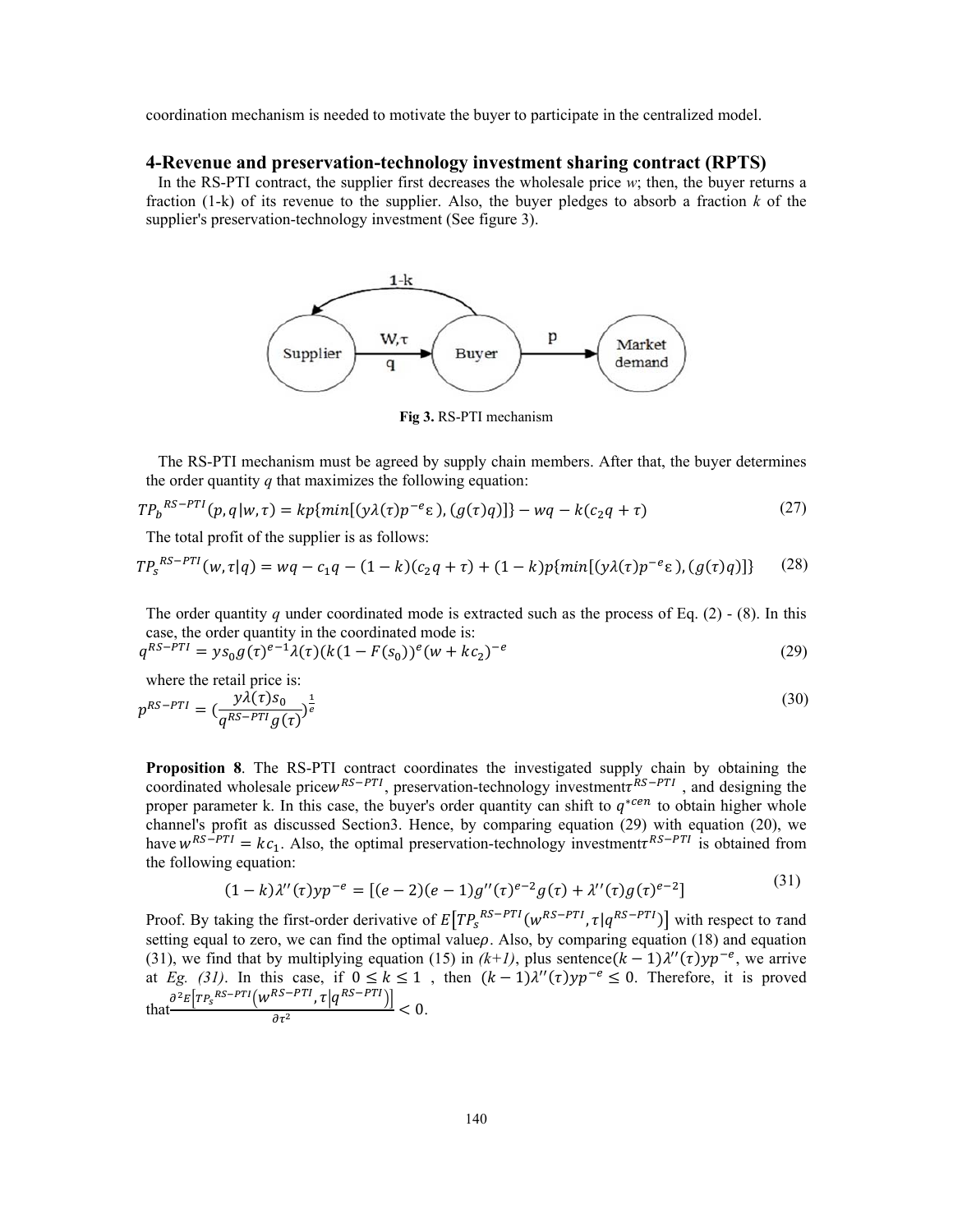coordination mechanism is needed to motivate the buyer to participate in the centralized model.

## 4-Revenue and preservation-technology investment sharing contract (RPTS)

In the RS-PTI contract, the supplier first decreases the wholesale price *w*; then, the buyer returns a fraction (1-k) of its revenue to the supplier. Also, the buyer pledges to absorb a fraction *k* of the supplier's preservation-technology investment (See figure 3).

**Fig 3.** RS-PTI mechanism

The RS-PTI mechanism must be agreed by supply chain members. After that, the buyer determines the order quantity *q* that maximizes the following equation:

$$TP_b^{RS-PTI}(p, q|w, \tau) = kp\{min[(y\lambda(\tau)p^{-e}\varepsilon), (g(\tau)q)]\} - wq - k(c_2 q + \tau) \tag{27}$$

The total profit of the supplier is as follows:

$$TP_s^{RS-PTI}(w, \tau|q) = wq - c_1 q - (1-k)(c_2 q + \tau) + (1-k)p\{min[(y\lambda(\tau)p^{-e}\varepsilon), (g(\tau)q)]\} \tag{28}$$

The order quantity *q* under coordinated mode is extracted such as the process of Eq. (2) - (8). In this case, the order quantity in the coordinated mode is:

$$q^{RS-PTI} = ys_0 g(\tau)^{e-1}\lambda(\tau)(k(1-F(s_0))^e(w+kc_2)^{-e} \tag{29}$$

where the retail price is:

$$p^{RS-PTI} = \left(\frac{y\lambda(\tau)s_0}{q^{RS-PTI}g(\tau)}\right)^{\frac{1}{e}} \tag{30}$$

**Proposition 8**. The RS-PTI contract coordinates the investigated supply chain by obtaining the coordinated wholesale price $w^{RS-PTI}$, preservation-technology investment $\tau^{RS-PTI}$, and designing the proper parameter k. In this case, the buyer's order quantity can shift to $q^{*cen}$ to obtain higher whole channel's profit as discussed Section3. Hence, by comparing equation (29) with equation (20), we have $w^{RS-PTI} = kc_1$. Also, the optimal preservation-technology investment $\tau^{RS-PTI}$ is obtained from the following equation:

$$(1-k)\lambda''(\tau)yp^{-e} = [(e-2)(e-1)g''(\tau)^{e-2}g(\tau) + \lambda''(\tau)g(\tau)^{e-2}] \tag{31}$$

Proof. By taking the first-order derivative of $E\left[TP_s^{RS-PTI}(w^{RS-PTI}, \tau|q^{RS-PTI})\right]$ with respect to $\tau$ and setting equal to zero, we can find the optimal value $\rho$. Also, by comparing equation (18) and equation (31), we find that by multiplying equation (15) in *(k+1)*, plus sentence $(k-1)\lambda''(\tau)yp^{-e}$, we arrive at *Eg. (31)*. In this case, if $0 \le k \le 1$, then $(k-1)\lambda''(\tau)yp^{-e} \le 0$. Therefore, it is proved that $\frac{\partial^2 E\left[TP_s^{RS-PTI}(w^{RS-PTI}, \tau|q^{RS-PTI})\right]}{\partial\tau^2} < 0$.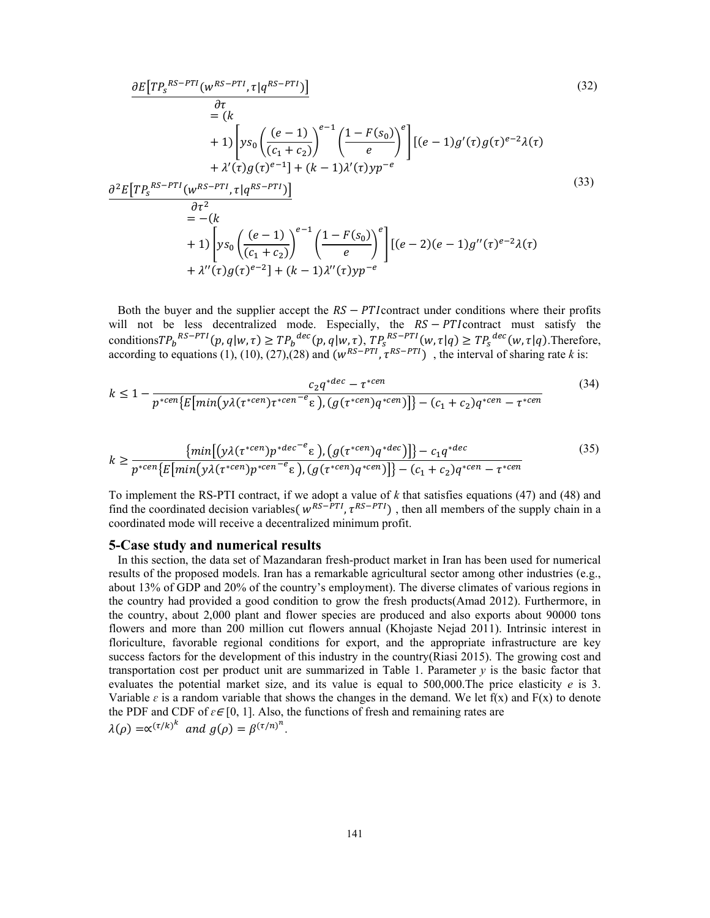$$\frac{\partial E\left[TP_s^{RS-PTI}(w^{RS-PTI},\tau|q^{RS-PTI})\right]}{\partial\tau} = (k+1)\left[ys_0\left(\frac{(e-1)}{(c_1+c_2)}\right)^{e-1}\left(\frac{1-F(s_0)}{e}\right)^{e}\right][(e-1)g'(\tau)g(\tau)^{e-2}\lambda(\tau)+\lambda'(\tau)g(\tau)^{e-1}]+(k-1)\lambda'(\tau)yp^{-e} \tag{32}$$

$$\frac{\partial^2 E\left[TP_s^{RS-PTI}(w^{RS-PTI},\tau|q^{RS-PTI})\right]}{\partial\tau^2} = -(k+1)\left[ys_0\left(\frac{(e-1)}{(c_1+c_2)}\right)^{e-1}\left(\frac{1-F(s_0)}{e}\right)^{e}\right][(e-2)(e-1)g''(\tau)^{e-2}\lambda(\tau)+\lambda''(\tau)g(\tau)^{e-2}]+(k-1)\lambda''(\tau)yp^{-e} \tag{33}$$

Both the buyer and the supplier accept the $RS-PTI$contract under conditions where their profits will not be less decentralized mode. Especially, the $RS-PTI$contract must satisfy the conditions$TP_b^{RS-PTI}(p,q|w,\tau)\geq TP_b^{dec}(p,q|w,\tau)$, $TP_s^{RS-PTI}(w,\tau|q)\geq TP_s^{dec}(w,\tau|q)$.Therefore, according to equations (1), (10), (27),(28) and $(w^{RS-PTI},\tau^{RS-PTI})$ , the interval of sharing rate *k* is:

$$k\leq 1-\frac{c_2 q^{*dec}-\tau^{*cen}}{p^{*cen}\{E[min(y\lambda(\tau^{*cen})\tau^{*cen^{-e}}\varepsilon),(g(\tau^{*cen})q^{*cen})]\}-(c_1+c_2)q^{*cen}-\tau^{*cen}} \tag{34}$$

$$k\geq\frac{\{min[(y\lambda(\tau^{*cen})p^{*dec^{-e}}\varepsilon),(g(\tau^{*cen})q^{*dec})]\}-c_1 q^{*dec}}{p^{*cen}\{E[min(y\lambda(\tau^{*cen})p^{*cen^{-e}}\varepsilon),(g(\tau^{*cen})q^{*cen})]\}-(c_1+c_2)q^{*cen}-\tau^{*cen}} \tag{35}$$

To implement the RS-PTI contract, if we adopt a value of *k* that satisfies equations (47) and (48) and find the coordinated decision variables( $w^{RS-PTI},\tau^{RS-PTI}$) , then all members of the supply chain in a coordinated mode will receive a decentralized minimum profit.

## 5-Case study and numerical results

In this section, the data set of Mazandaran fresh-product market in Iran has been used for numerical results of the proposed models. Iran has a remarkable agricultural sector among other industries (e.g., about 13% of GDP and 20% of the country's employment). The diverse climates of various regions in the country had provided a good condition to grow the fresh products(Amad 2012). Furthermore, in the country, about 2,000 plant and flower species are produced and also exports about 90000 tons flowers and more than 200 million cut flowers annual (Khojaste Nejad 2011). Intrinsic interest in floriculture, favorable regional conditions for export, and the appropriate infrastructure are key success factors for the development of this industry in the country(Riasi 2015). The growing cost and transportation cost per product unit are summarized in Table 1. Parameter *y* is the basic factor that evaluates the potential market size, and its value is equal to 500,000.The price elasticity *e* is 3. Variable $\varepsilon$ is a random variable that shows the changes in the demand. We let f(x) and F(x) to denote the PDF and CDF of $\varepsilon\in[0, 1]$. Also, the functions of fresh and remaining rates are
$\lambda(\rho)=\propto^{(\tau/k)^k}$ *and* $g(\rho)=\beta^{(\tau/n)^n}$.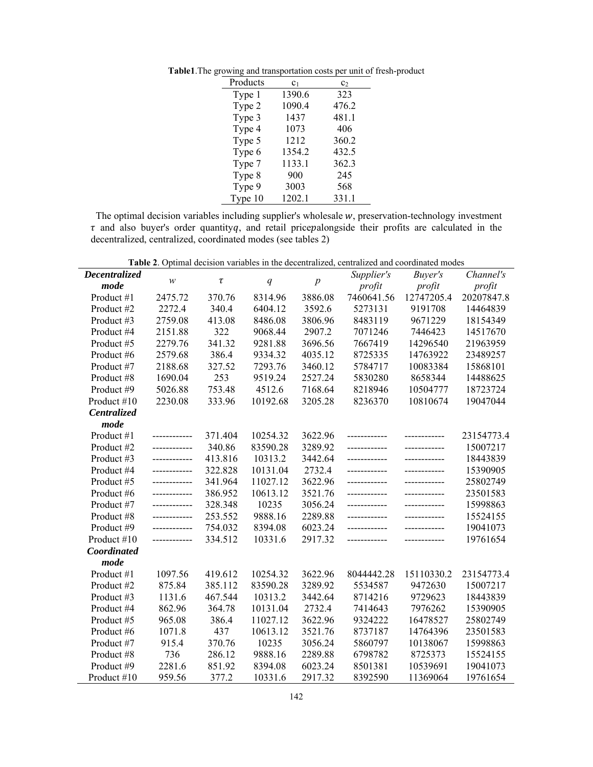**Table1**.The growing and transportation costs per unit of fresh-product

| Products | $c_1$ | $c_2$ |
|---|---|---|
| Type 1 | 1390.6 | 323 |
| Type 2 | 1090.4 | 476.2 |
| Type 3 | 1437 | 481.1 |
| Type 4 | 1073 | 406 |
| Type 5 | 1212 | 360.2 |
| Type 6 | 1354.2 | 432.5 |
| Type 7 | 1133.1 | 362.3 |
| Type 8 | 900 | 245 |
| Type 9 | 3003 | 568 |
| Type 10 | 1202.1 | 331.1 |

The optimal decision variables including supplier's wholesale $w$, preservation-technology investment $\tau$ and also buyer's order quantity$q$, and retail price$p$alongside their profits are calculated in the decentralized, centralized, coordinated modes (see tables 2)

**Table 2**. Optimal decision variables in the decentralized, centralized and coordinated modes

| ***Decentralized mode*** | $w$ | $\tau$ | $q$ | $p$ | *Supplier's profit* | *Buyer's profit* | *Channel's profit* |
|---|---|---|---|---|---|---|---|
| Product #1 | 2475.72 | 370.76 | 8314.96 | 3886.08 | 7460641.56 | 12747205.4 | 20207847.8 |
| Product #2 | 2272.4 | 340.4 | 6404.12 | 3592.6 | 5273131 | 9191708 | 14464839 |
| Product #3 | 2759.08 | 413.08 | 8486.08 | 3806.96 | 8483119 | 9671229 | 18154349 |
| Product #4 | 2151.88 | 322 | 9068.44 | 2907.2 | 7071246 | 7446423 | 14517670 |
| Product #5 | 2279.76 | 341.32 | 9281.88 | 3696.56 | 7667419 | 14296540 | 21963959 |
| Product #6 | 2579.68 | 386.4 | 9334.32 | 4035.12 | 8725335 | 14763922 | 23489257 |
| Product #7 | 2188.68 | 327.52 | 7293.76 | 3460.12 | 5784717 | 10083384 | 15868101 |
| Product #8 | 1690.04 | 253 | 9519.24 | 2527.24 | 5830280 | 8658344 | 14488625 |
| Product #9 | 5026.88 | 753.48 | 4512.6 | 7168.64 | 8218946 | 10504777 | 18723724 |
| Product #10 | 2230.08 | 333.96 | 10192.68 | 3205.28 | 8236370 | 10810674 | 19047044 |
| ***Centralized mode*** | | | | | | | |
| Product #1 | ------------ | 371.404 | 10254.32 | 3622.96 | ------------ | ------------ | 23154773.4 |
| Product #2 | ------------ | 340.86 | 83590.28 | 3289.92 | ------------ | ------------ | 15007217 |
| Product #3 | ------------ | 413.816 | 10313.2 | 3442.64 | ------------ | ------------ | 18443839 |
| Product #4 | ------------ | 322.828 | 10131.04 | 2732.4 | ------------ | ------------ | 15390905 |
| Product #5 | ------------ | 341.964 | 11027.12 | 3622.96 | ------------ | ------------ | 25802749 |
| Product #6 | ------------ | 386.952 | 10613.12 | 3521.76 | ------------ | ------------ | 23501583 |
| Product #7 | ------------ | 328.348 | 10235 | 3056.24 | ------------ | ------------ | 15998863 |
| Product #8 | ------------ | 253.552 | 9888.16 | 2289.88 | ------------ | ------------ | 15524155 |
| Product #9 | ------------ | 754.032 | 8394.08 | 6023.24 | ------------ | ------------ | 19041073 |
| Product #10 | ------------ | 334.512 | 10331.6 | 2917.32 | ------------ | ------------ | 19761654 |
| ***Coordinated mode*** | | | | | | | |
| Product #1 | 1097.56 | 419.612 | 10254.32 | 3622.96 | 8044442.28 | 15110330.2 | 23154773.4 |
| Product #2 | 875.84 | 385.112 | 83590.28 | 3289.92 | 5534587 | 9472630 | 15007217 |
| Product #3 | 1131.6 | 467.544 | 10313.2 | 3442.64 | 8714216 | 9729623 | 18443839 |
| Product #4 | 862.96 | 364.78 | 10131.04 | 2732.4 | 7414643 | 7976262 | 15390905 |
| Product #5 | 965.08 | 386.4 | 11027.12 | 3622.96 | 9324222 | 16478527 | 25802749 |
| Product #6 | 1071.8 | 437 | 10613.12 | 3521.76 | 8737187 | 14764396 | 23501583 |
| Product #7 | 915.4 | 370.76 | 10235 | 3056.24 | 5860797 | 10138067 | 15998863 |
| Product #8 | 736 | 286.12 | 9888.16 | 2289.88 | 6798782 | 8725373 | 15524155 |
| Product #9 | 2281.6 | 851.92 | 8394.08 | 6023.24 | 8501381 | 10539691 | 19041073 |
| Product #10 | 959.56 | 377.2 | 10331.6 | 2917.32 | 8392590 | 11369064 | 19761654 |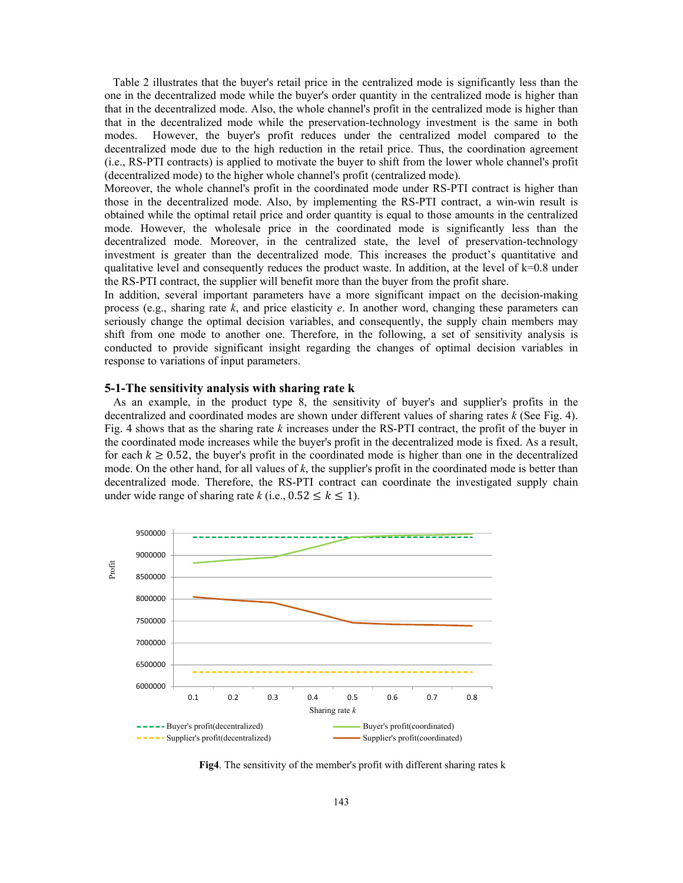Table 2 illustrates that the buyer's retail price in the centralized mode is significantly less than the one in the decentralized mode while the buyer's order quantity in the centralized mode is higher than that in the decentralized mode. Also, the whole channel's profit in the centralized mode is higher than that in the decentralized mode while the preservation-technology investment is the same in both modes. However, the buyer's profit reduces under the centralized model compared to the decentralized mode due to the high reduction in the retail price. Thus, the coordination agreement (i.e., RS-PTI contracts) is applied to motivate the buyer to shift from the lower whole channel's profit (decentralized mode) to the higher whole channel's profit (centralized mode).

Moreover, the whole channel's profit in the coordinated mode under RS-PTI contract is higher than those in the decentralized mode. Also, by implementing the RS-PTI contract, a win-win result is obtained while the optimal retail price and order quantity is equal to those amounts in the centralized mode. However, the wholesale price in the coordinated mode is significantly less than the decentralized mode. Moreover, in the centralized state, the level of preservation-technology investment is greater than the decentralized mode. This increases the product's quantitative and qualitative level and consequently reduces the product waste. In addition, at the level of k=0.8 under the RS-PTI contract, the supplier will benefit more than the buyer from the profit share.

In addition, several important parameters have a more significant impact on the decision-making process (e.g., sharing rate *k*, and price elasticity *e*. In another word, changing these parameters can seriously change the optimal decision variables, and consequently, the supply chain members may shift from one mode to another one. Therefore, in the following, a set of sensitivity analysis is conducted to provide significant insight regarding the changes of optimal decision variables in response to variations of input parameters.

### 5-1-The sensitivity analysis with sharing rate k

As an example, in the product type 8, the sensitivity of buyer's and supplier's profits in the decentralized and coordinated modes are shown under different values of sharing rates *k* (See Fig. 4). Fig. 4 shows that as the sharing rate *k* increases under the RS-PTI contract, the profit of the buyer in the coordinated mode increases while the buyer's profit in the decentralized mode is fixed. As a result, for each $k \geq 0.52$, the buyer's profit in the coordinated mode is higher than one in the decentralized mode. On the other hand, for all values of *k*, the supplier's profit in the coordinated mode is better than decentralized mode. Therefore, the RS-PTI contract can coordinate the investigated supply chain under wide range of sharing rate *k* (i.e., $0.52 \leq k \leq 1$).

**Fig4**. The sensitivity of the member's profit with different sharing rates k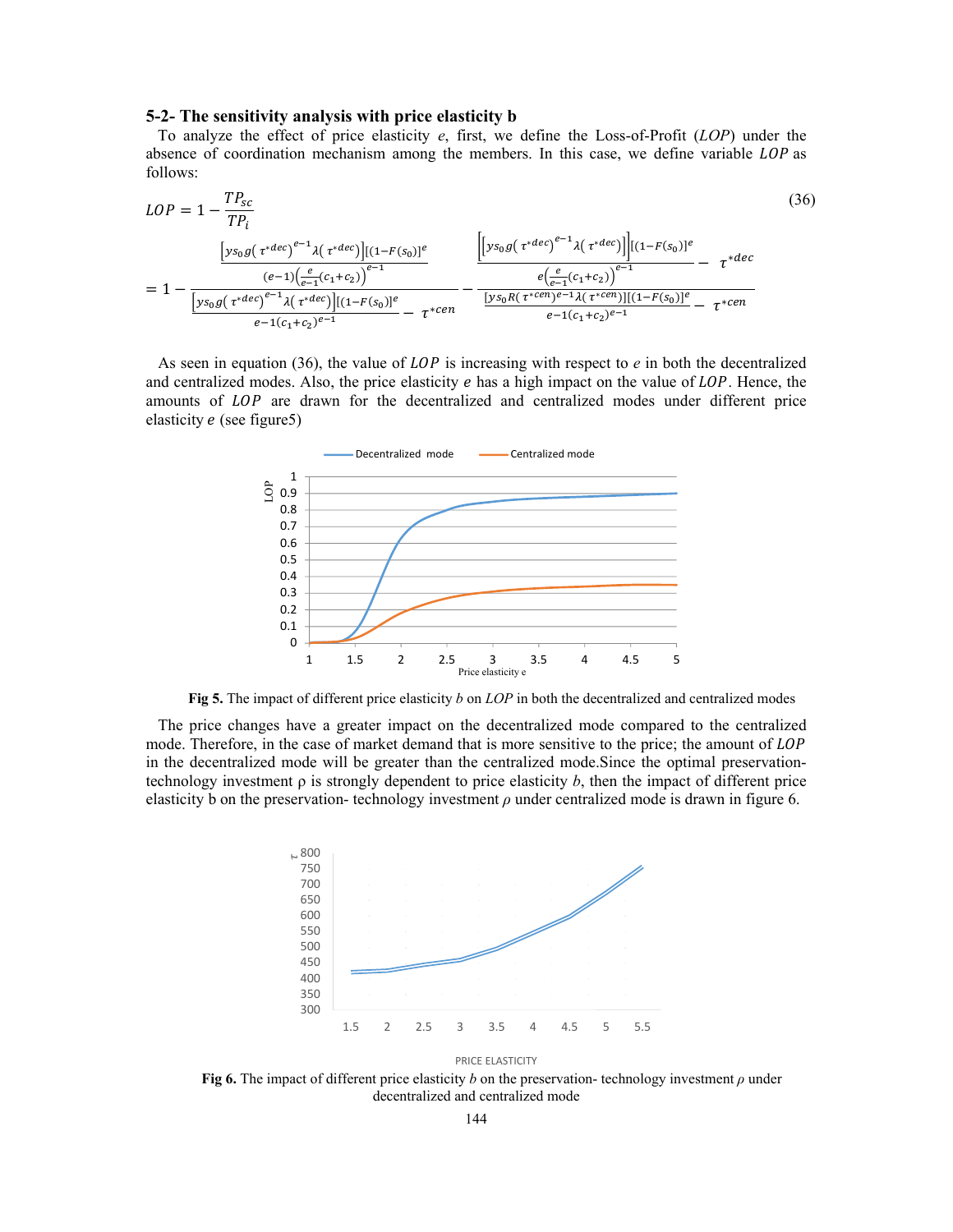## 5-2- The sensitivity analysis with price elasticity b

To analyze the effect of price elasticity $e$, first, we define the Loss-of-Profit ($LOP$) under the absence of coordination mechanism among the members. In this case, we define variable $LOP$ as follows:

$$LOP = 1 - \frac{TP_{sc}}{TP_i} \tag{36}$$

$$= 1 - \frac{\dfrac{\left[ys_0 g(\tau^{*dec})^{e-1}\lambda(\tau^{*dec})\right][(1-F(s_0)]^e}{(e-1)\left(\frac{e}{e-1}(c_1+c_2)\right)^{e-1}}}{\dfrac{\left[ys_0 g(\tau^{*dec})^{e-1}\lambda(\tau^{*dec})\right][(1-F(s_0)]^e}{e-1(c_1+c_2)^{e-1}} - \tau^{*cen}} - \frac{\dfrac{\left[\left[ys_0 g(\tau^{*dec})^{e-1}\lambda(\tau^{*dec})\right]\right][(1-F(s_0)]^e}{e\left(\frac{e}{e-1}(c_1+c_2)\right)^{e-1}} - \tau^{*dec}}{\dfrac{[ys_0 R(\tau^{*cen})^{e-1}\lambda(\tau^{*cen})][(1-F(s_0)]^e}{e-1(c_1+c_2)^{e-1}} - \tau^{*cen}}$$

As seen in equation (36), the value of $LOP$ is increasing with respect to $e$ in both the decentralized and centralized modes. Also, the price elasticity $e$ has a high impact on the value of $LOP$. Hence, the amounts of $LOP$ are drawn for the decentralized and centralized modes under different price elasticity $e$ (see figure5)

**Fig 5.** The impact of different price elasticity $b$ on $LOP$ in both the decentralized and centralized modes

The price changes have a greater impact on the decentralized mode compared to the centralized mode. Therefore, in the case of market demand that is more sensitive to the price; the amount of $LOP$ in the decentralized mode will be greater than the centralized mode.Since the optimal preservation-technology investment ρ is strongly dependent to price elasticity $b$, then the impact of different price elasticity b on the preservation- technology investment $\rho$ under centralized mode is drawn in figure 6.

**Fig 6.** The impact of different price elasticity $b$ on the preservation- technology investment $\rho$ under decentralized and centralized mode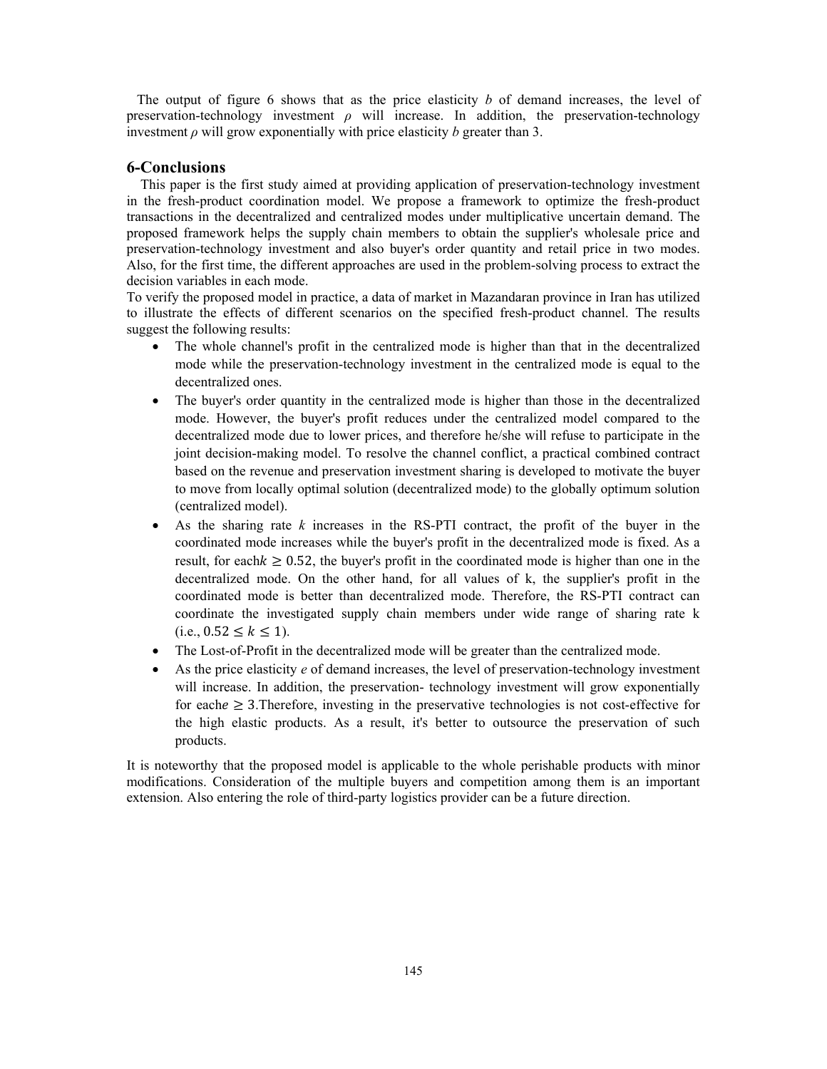The output of figure 6 shows that as the price elasticity $b$ of demand increases, the level of preservation-technology investment $\rho$ will increase. In addition, the preservation-technology investment $\rho$ will grow exponentially with price elasticity $b$ greater than 3.

## 6-Conclusions

This paper is the first study aimed at providing application of preservation-technology investment in the fresh-product coordination model. We propose a framework to optimize the fresh-product transactions in the decentralized and centralized modes under multiplicative uncertain demand. The proposed framework helps the supply chain members to obtain the supplier's wholesale price and preservation-technology investment and also buyer's order quantity and retail price in two modes. Also, for the first time, the different approaches are used in the problem-solving process to extract the decision variables in each mode.

To verify the proposed model in practice, a data of market in Mazandaran province in Iran has utilized to illustrate the effects of different scenarios on the specified fresh-product channel. The results suggest the following results:

- The whole channel's profit in the centralized mode is higher than that in the decentralized mode while the preservation-technology investment in the centralized mode is equal to the decentralized ones.
- The buyer's order quantity in the centralized mode is higher than those in the decentralized mode. However, the buyer's profit reduces under the centralized model compared to the decentralized mode due to lower prices, and therefore he/she will refuse to participate in the joint decision-making model. To resolve the channel conflict, a practical combined contract based on the revenue and preservation investment sharing is developed to motivate the buyer to move from locally optimal solution (decentralized mode) to the globally optimum solution (centralized model).
- As the sharing rate $k$ increases in the RS-PTI contract, the profit of the buyer in the coordinated mode increases while the buyer's profit in the decentralized mode is fixed. As a result, for each $k \geq 0.52$, the buyer's profit in the coordinated mode is higher than one in the decentralized mode. On the other hand, for all values of k, the supplier's profit in the coordinated mode is better than decentralized mode. Therefore, the RS-PTI contract can coordinate the investigated supply chain members under wide range of sharing rate k (i.e., $0.52 \leq k \leq 1$).
- The Lost-of-Profit in the decentralized mode will be greater than the centralized mode.
- As the price elasticity $e$ of demand increases, the level of preservation-technology investment will increase. In addition, the preservation- technology investment will grow exponentially for each $e \geq 3$.Therefore, investing in the preservative technologies is not cost-effective for the high elastic products. As a result, it's better to outsource the preservation of such products.

It is noteworthy that the proposed model is applicable to the whole perishable products with minor modifications. Consideration of the multiple buyers and competition among them is an important extension. Also entering the role of third-party logistics provider can be a future direction.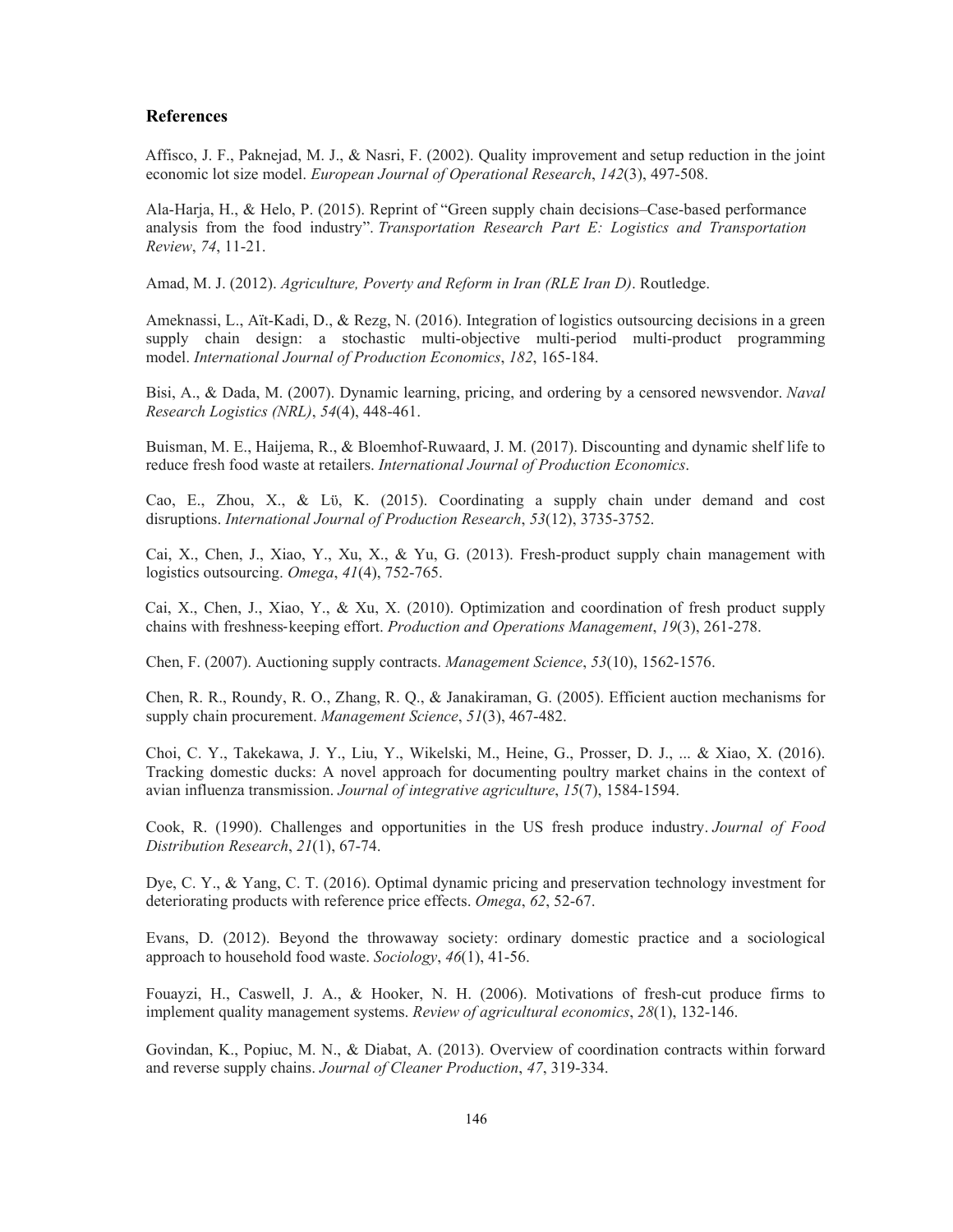## References

Affisco, J. F., Paknejad, M. J., & Nasri, F. (2002). Quality improvement and setup reduction in the joint economic lot size model. *European Journal of Operational Research*, *142*(3), 497-508.

Ala-Harja, H., & Helo, P. (2015). Reprint of "Green supply chain decisions–Case-based performance analysis from the food industry". *Transportation Research Part E: Logistics and Transportation Review*, *74*, 11-21.

Amad, M. J. (2012). *Agriculture, Poverty and Reform in Iran (RLE Iran D)*. Routledge.

Ameknassi, L., Aït-Kadi, D., & Rezg, N. (2016). Integration of logistics outsourcing decisions in a green supply chain design: a stochastic multi-objective multi-period multi-product programming model. *International Journal of Production Economics*, *182*, 165-184.

Bisi, A., & Dada, M. (2007). Dynamic learning, pricing, and ordering by a censored newsvendor. *Naval Research Logistics (NRL)*, *54*(4), 448-461.

Buisman, M. E., Haijema, R., & Bloemhof-Ruwaard, J. M. (2017). Discounting and dynamic shelf life to reduce fresh food waste at retailers. *International Journal of Production Economics*.

Cao, E., Zhou, X., & Lü, K. (2015). Coordinating a supply chain under demand and cost disruptions. *International Journal of Production Research*, *53*(12), 3735-3752.

Cai, X., Chen, J., Xiao, Y., Xu, X., & Yu, G. (2013). Fresh-product supply chain management with logistics outsourcing. *Omega*, *41*(4), 752-765.

Cai, X., Chen, J., Xiao, Y., & Xu, X. (2010). Optimization and coordination of fresh product supply chains with freshness-keeping effort. *Production and Operations Management*, *19*(3), 261-278.

Chen, F. (2007). Auctioning supply contracts. *Management Science*, *53*(10), 1562-1576.

Chen, R. R., Roundy, R. O., Zhang, R. Q., & Janakiraman, G. (2005). Efficient auction mechanisms for supply chain procurement. *Management Science*, *51*(3), 467-482.

Choi, C. Y., Takekawa, J. Y., Liu, Y., Wikelski, M., Heine, G., Prosser, D. J., ... & Xiao, X. (2016). Tracking domestic ducks: A novel approach for documenting poultry market chains in the context of avian influenza transmission. *Journal of integrative agriculture*, *15*(7), 1584-1594.

Cook, R. (1990). Challenges and opportunities in the US fresh produce industry. *Journal of Food Distribution Research*, *21*(1), 67-74.

Dye, C. Y., & Yang, C. T. (2016). Optimal dynamic pricing and preservation technology investment for deteriorating products with reference price effects. *Omega*, *62*, 52-67.

Evans, D. (2012). Beyond the throwaway society: ordinary domestic practice and a sociological approach to household food waste. *Sociology*, *46*(1), 41-56.

Fouayzi, H., Caswell, J. A., & Hooker, N. H. (2006). Motivations of fresh-cut produce firms to implement quality management systems. *Review of agricultural economics*, *28*(1), 132-146.

Govindan, K., Popiuc, M. N., & Diabat, A. (2013). Overview of coordination contracts within forward and reverse supply chains. *Journal of Cleaner Production*, *47*, 319-334.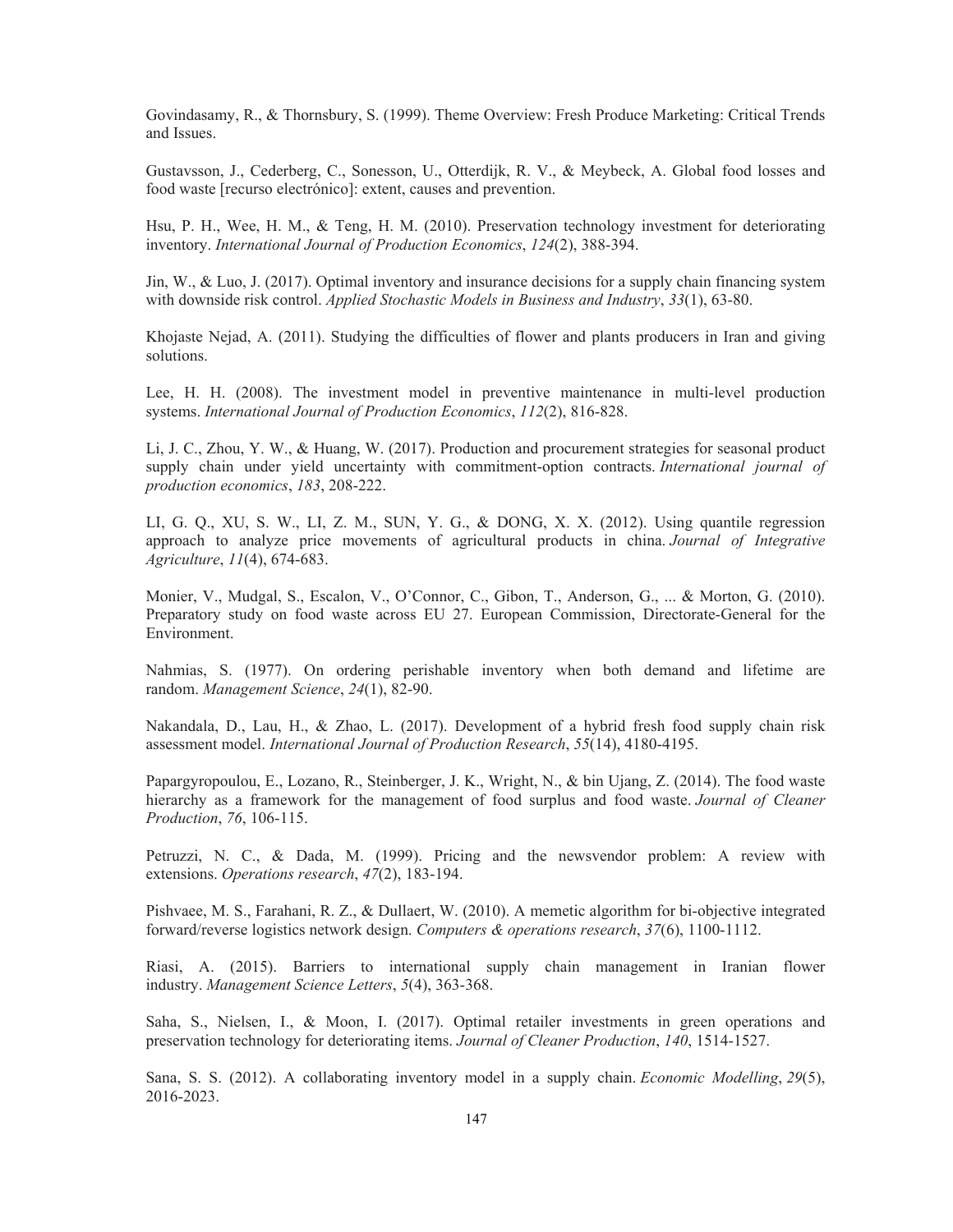Govindasamy, R., & Thornsbury, S. (1999). Theme Overview: Fresh Produce Marketing: Critical Trends and Issues.

Gustavsson, J., Cederberg, C., Sonesson, U., Otterdijk, R. V., & Meybeck, A. Global food losses and food waste [recurso electrónico]: extent, causes and prevention.

Hsu, P. H., Wee, H. M., & Teng, H. M. (2010). Preservation technology investment for deteriorating inventory. *International Journal of Production Economics*, *124*(2), 388-394.

Jin, W., & Luo, J. (2017). Optimal inventory and insurance decisions for a supply chain financing system with downside risk control. *Applied Stochastic Models in Business and Industry*, *33*(1), 63-80.

Khojaste Nejad, A. (2011). Studying the difficulties of flower and plants producers in Iran and giving solutions.

Lee, H. H. (2008). The investment model in preventive maintenance in multi-level production systems. *International Journal of Production Economics*, *112*(2), 816-828.

Li, J. C., Zhou, Y. W., & Huang, W. (2017). Production and procurement strategies for seasonal product supply chain under yield uncertainty with commitment-option contracts. *International journal of production economics*, *183*, 208-222.

LI, G. Q., XU, S. W., LI, Z. M., SUN, Y. G., & DONG, X. X. (2012). Using quantile regression approach to analyze price movements of agricultural products in china. *Journal of Integrative Agriculture*, *11*(4), 674-683.

Monier, V., Mudgal, S., Escalon, V., O'Connor, C., Gibon, T., Anderson, G., ... & Morton, G. (2010). Preparatory study on food waste across EU 27. European Commission, Directorate-General for the Environment.

Nahmias, S. (1977). On ordering perishable inventory when both demand and lifetime are random. *Management Science*, *24*(1), 82-90.

Nakandala, D., Lau, H., & Zhao, L. (2017). Development of a hybrid fresh food supply chain risk assessment model. *International Journal of Production Research*, *55*(14), 4180-4195.

Papargyropoulou, E., Lozano, R., Steinberger, J. K., Wright, N., & bin Ujang, Z. (2014). The food waste hierarchy as a framework for the management of food surplus and food waste. *Journal of Cleaner Production*, *76*, 106-115.

Petruzzi, N. C., & Dada, M. (1999). Pricing and the newsvendor problem: A review with extensions. *Operations research*, *47*(2), 183-194.

Pishvaee, M. S., Farahani, R. Z., & Dullaert, W. (2010). A memetic algorithm for bi-objective integrated forward/reverse logistics network design. *Computers & operations research*, *37*(6), 1100-1112.

Riasi, A. (2015). Barriers to international supply chain management in Iranian flower industry. *Management Science Letters*, *5*(4), 363-368.

Saha, S., Nielsen, I., & Moon, I. (2017). Optimal retailer investments in green operations and preservation technology for deteriorating items. *Journal of Cleaner Production*, *140*, 1514-1527.

Sana, S. S. (2012). A collaborating inventory model in a supply chain. *Economic Modelling*, *29*(5), 2016-2023.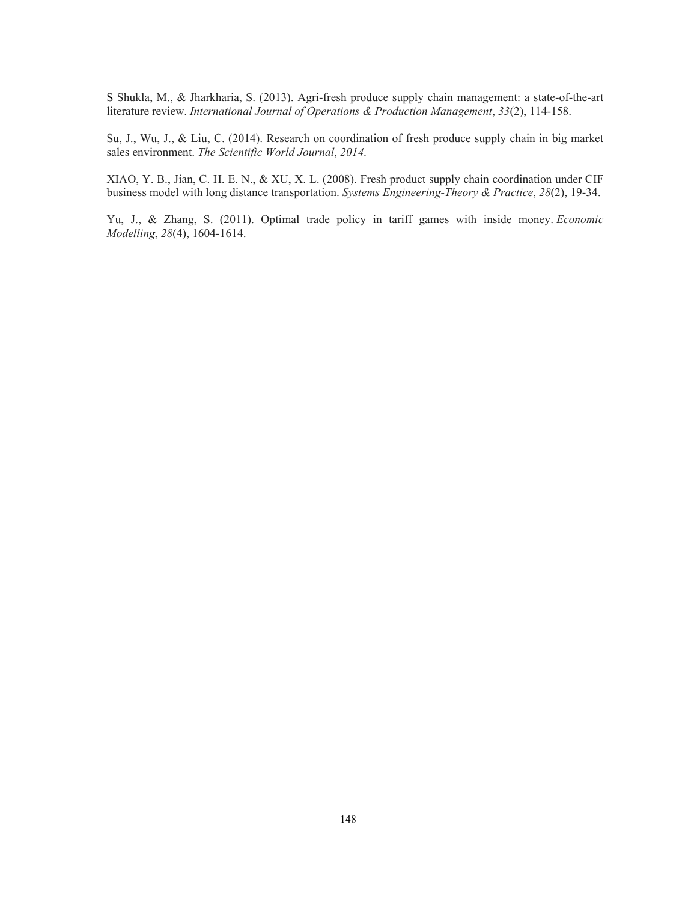S Shukla, M., & Jharkharia, S. (2013). Agri-fresh produce supply chain management: a state-of-the-art literature review. *International Journal of Operations & Production Management*, *33*(2), 114-158.

Su, J., Wu, J., & Liu, C. (2014). Research on coordination of fresh produce supply chain in big market sales environment. *The Scientific World Journal*, *2014*.

XIAO, Y. B., Jian, C. H. E. N., & XU, X. L. (2008). Fresh product supply chain coordination under CIF business model with long distance transportation. *Systems Engineering-Theory & Practice*, *28*(2), 19-34.

Yu, J., & Zhang, S. (2011). Optimal trade policy in tariff games with inside money. *Economic Modelling*, *28*(4), 1604-1614.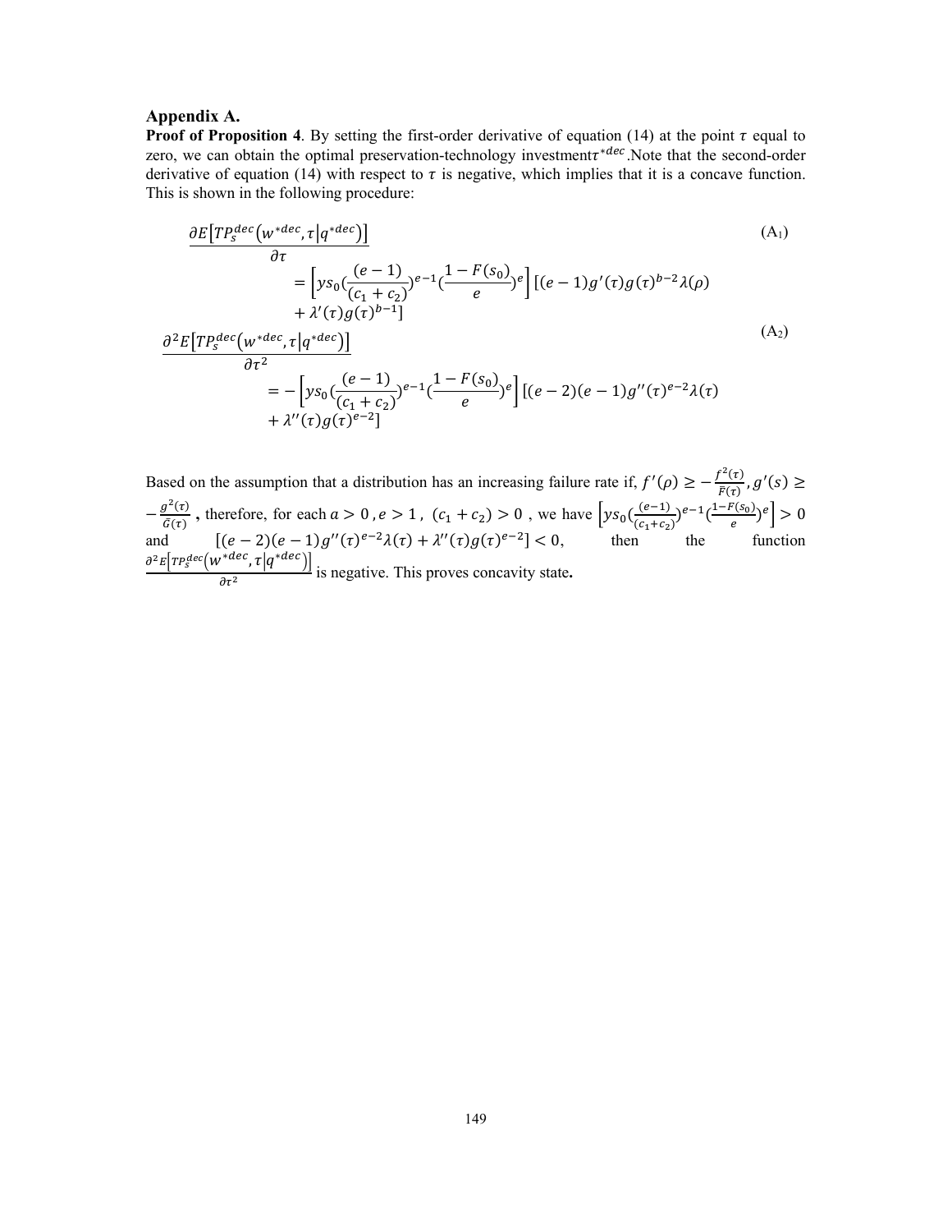## Appendix A.

**Proof of Proposition 4**. By setting the first-order derivative of equation (14) at the point $\tau$ equal to zero, we can obtain the optimal preservation-technology investment$\tau^{*dec}$.Note that the second-order derivative of equation (14) with respect to $\tau$ is negative, which implies that it is a concave function. This is shown in the following procedure:

$$
\frac{\partial E\left[TP_s^{dec}\left(w^{*dec},\tau\middle|q^{*dec}\right)\right]}{\partial\tau} = \left[ys_0\left(\frac{(e-1)}{(c_1+c_2)}\right)^{e-1}\left(\frac{1-F(s_0)}{e}\right)^e\right]\left[(e-1)g'(\tau)g(\tau)^{b-2}\lambda(\rho) + \lambda'(\tau)g(\tau)^{b-1}\right] \tag{A$_1$}
$$

$$
\frac{\partial^2 E\left[TP_s^{dec}\left(w^{*dec},\tau\middle|q^{*dec}\right)\right]}{\partial\tau^2} = -\left[ys_0\left(\frac{(e-1)}{(c_1+c_2)}\right)^{e-1}\left(\frac{1-F(s_0)}{e}\right)^e\right]\left[(e-2)(e-1)g''(\tau)^{e-2}\lambda(\tau) + \lambda''(\tau)g(\tau)^{e-2}\right] \tag{A$_2$}
$$

Based on the assumption that a distribution has an increasing failure rate if, $f'(\rho) \geq -\frac{f^2(\tau)}{\bar{F}(\tau)}, g'(s) \geq -\frac{g^2(\tau)}{\bar{G}(\tau)}$ **,** therefore, for each $a > 0$ , $e > 1$ , $(c_1 + c_2) > 0$ , we have $\left[ys_0\left(\frac{(e-1)}{(c_1+c_2)}\right)^{e-1}\left(\frac{1-F(s_0)}{e}\right)^e\right] > 0$ and $[(e-2)(e-1)g''(\tau)^{e-2}\lambda(\tau) + \lambda''(\tau)g(\tau)^{e-2}] < 0$, then the function $\frac{\partial^2 E\left[TP_s^{dec}\left(w^{*dec},\tau\middle|q^{*dec}\right)\right]}{\partial\tau^2}$ is negative. This proves concavity state**.**